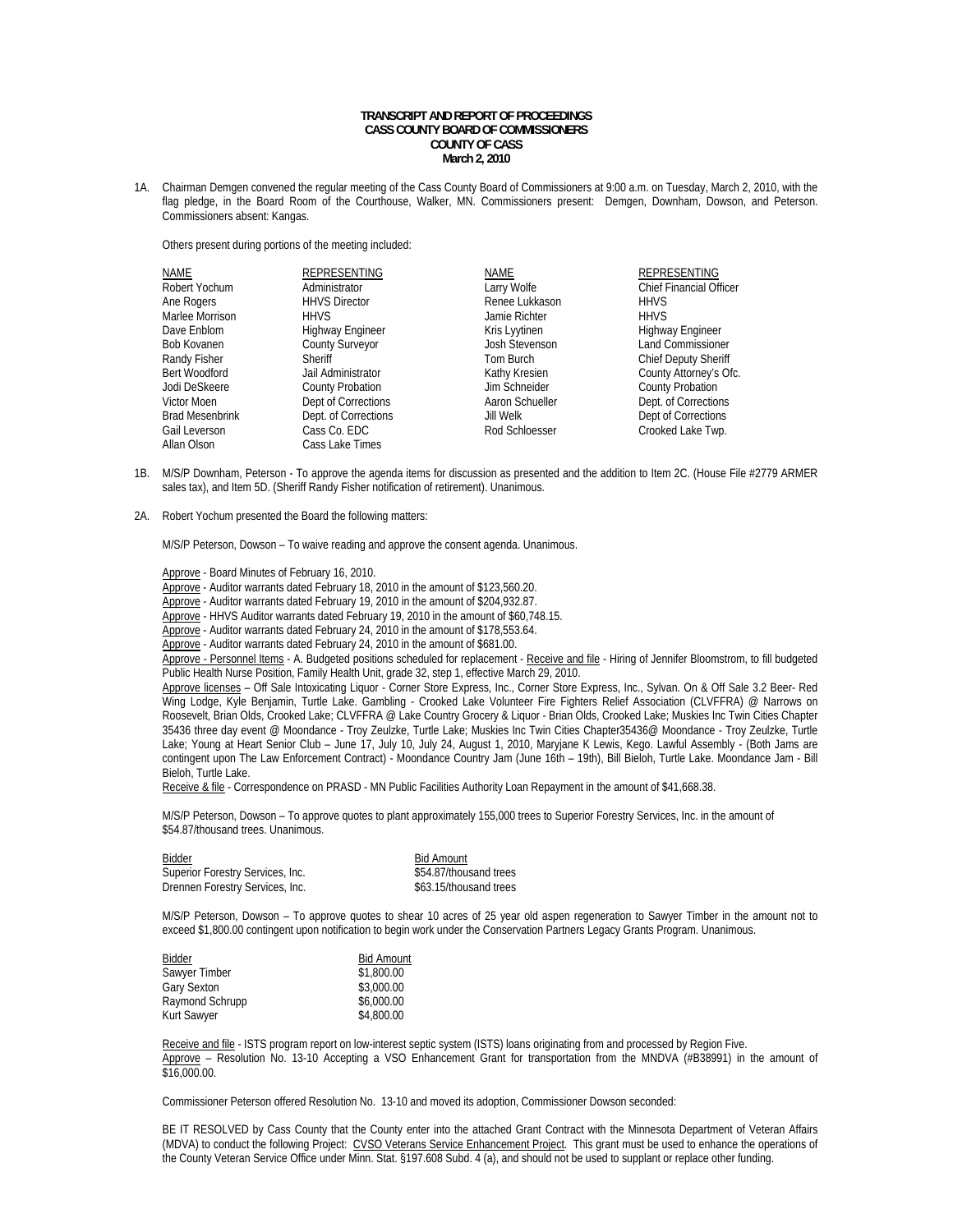**TRANSCRIPT AND REPORT OF PROCEEDINGS**
**CASS COUNTY BOARD OF COMMISSIONERS**
**COUNTY OF CASS**
**March 2, 2010**

1A. Chairman Demgen convened the regular meeting of the Cass County Board of Commissioners at 9:00 a.m. on Tuesday, March 2, 2010, with the flag pledge, in the Board Room of the Courthouse, Walker, MN. Commissioners present: Demgen, Downham, Dowson, and Peterson. Commissioners absent: Kangas.

Others present during portions of the meeting included:

| NAME | REPRESENTING | NAME | REPRESENTING |
|---|---|---|---|
| Robert Yochum | Administrator | Larry Wolfe | Chief Financial Officer |
| Ane Rogers | HHVS Director | Renee Lukkason | HHVS |
| Marlee Morrison | HHVS | Jamie Richter | HHVS |
| Dave Enblom | Highway Engineer | Kris Lyytinen | Highway Engineer |
| Bob Kovanen | County Surveyor | Josh Stevenson | Land Commissioner |
| Randy Fisher | Sheriff | Tom Burch | Chief Deputy Sheriff |
| Bert Woodford | Jail Administrator | Kathy Kresien | County Attorney's Ofc. |
| Jodi DeSkeere | County Probation | Jim Schneider | County Probation |
| Victor Moen | Dept of Corrections | Aaron Schueller | Dept. of Corrections |
| Brad Mesenbrink | Dept. of Corrections | Jill Welk | Dept of Corrections |
| Gail Leverson | Cass Co. EDC | Rod Schloesser | Crooked Lake Twp. |
| Allan Olson | Cass Lake Times | | |

1B. M/S/P Downham, Peterson - To approve the agenda items for discussion as presented and the addition to Item 2C. (House File #2779 ARMER sales tax), and Item 5D. (Sheriff Randy Fisher notification of retirement). Unanimous.

2A. Robert Yochum presented the Board the following matters:

M/S/P Peterson, Dowson – To waive reading and approve the consent agenda. Unanimous.

Approve - Board Minutes of February 16, 2010.
Approve - Auditor warrants dated February 18, 2010 in the amount of $123,560.20.
Approve - Auditor warrants dated February 19, 2010 in the amount of $204,932.87.
Approve - HHVS Auditor warrants dated February 19, 2010 in the amount of $60,748.15.
Approve - Auditor warrants dated February 24, 2010 in the amount of $178,553.64.
Approve - Auditor warrants dated February 24, 2010 in the amount of $681.00.
Approve - Personnel Items - A. Budgeted positions scheduled for replacement - Receive and file - Hiring of Jennifer Bloomstrom, to fill budgeted Public Health Nurse Position, Family Health Unit, grade 32, step 1, effective March 29, 2010.
Approve licenses – Off Sale Intoxicating Liquor - Corner Store Express, Inc., Corner Store Express, Inc., Sylvan. On & Off Sale 3.2 Beer- Red Wing Lodge, Kyle Benjamin, Turtle Lake. Gambling - Crooked Lake Volunteer Fire Fighters Relief Association (CLVFFRA) @ Narrows on Roosevelt, Brian Olds, Crooked Lake; CLVFFRA @ Lake Country Grocery & Liquor - Brian Olds, Crooked Lake; Muskies Inc Twin Cities Chapter 35436 three day event @ Moondance - Troy Zeulzke, Turtle Lake; Muskies Inc Twin Cities Chapter35436@ Moondance - Troy Zeulzke, Turtle Lake; Young at Heart Senior Club – June 17, July 10, July 24, August 1, 2010, Maryjane K Lewis, Kego. Lawful Assembly - (Both Jams are contingent upon The Law Enforcement Contract) - Moondance Country Jam (June 16th – 19th), Bill Bieloh, Turtle Lake. Moondance Jam - Bill Bieloh, Turtle Lake.
Receive & file - Correspondence on PRASD - MN Public Facilities Authority Loan Repayment in the amount of $41,668.38.

M/S/P Peterson, Dowson – To approve quotes to plant approximately 155,000 trees to Superior Forestry Services, Inc. in the amount of $54.87/thousand trees. Unanimous.

| Bidder | Bid Amount |
|---|---|
| Superior Forestry Services, Inc. | $54.87/thousand trees |
| Drennen Forestry Services, Inc. | $63.15/thousand trees |

M/S/P Peterson, Dowson – To approve quotes to shear 10 acres of 25 year old aspen regeneration to Sawyer Timber in the amount not to exceed $1,800.00 contingent upon notification to begin work under the Conservation Partners Legacy Grants Program. Unanimous.

| Bidder | Bid Amount |
|---|---|
| Sawyer Timber | $1,800.00 |
| Gary Sexton | $3,000.00 |
| Raymond Schrupp | $6,000.00 |
| Kurt Sawyer | $4,800.00 |

Receive and file - ISTS program report on low-interest septic system (ISTS) loans originating from and processed by Region Five.
Approve – Resolution No. 13-10 Accepting a VSO Enhancement Grant for transportation from the MNDVA (#B38991) in the amount of $16,000.00.

Commissioner Peterson offered Resolution No. 13-10 and moved its adoption, Commissioner Dowson seconded:

BE IT RESOLVED by Cass County that the County enter into the attached Grant Contract with the Minnesota Department of Veteran Affairs (MDVA) to conduct the following Project: CVSO Veterans Service Enhancement Project. This grant must be used to enhance the operations of the County Veteran Service Office under Minn. Stat. §197.608 Subd. 4 (a), and should not be used to supplant or replace other funding.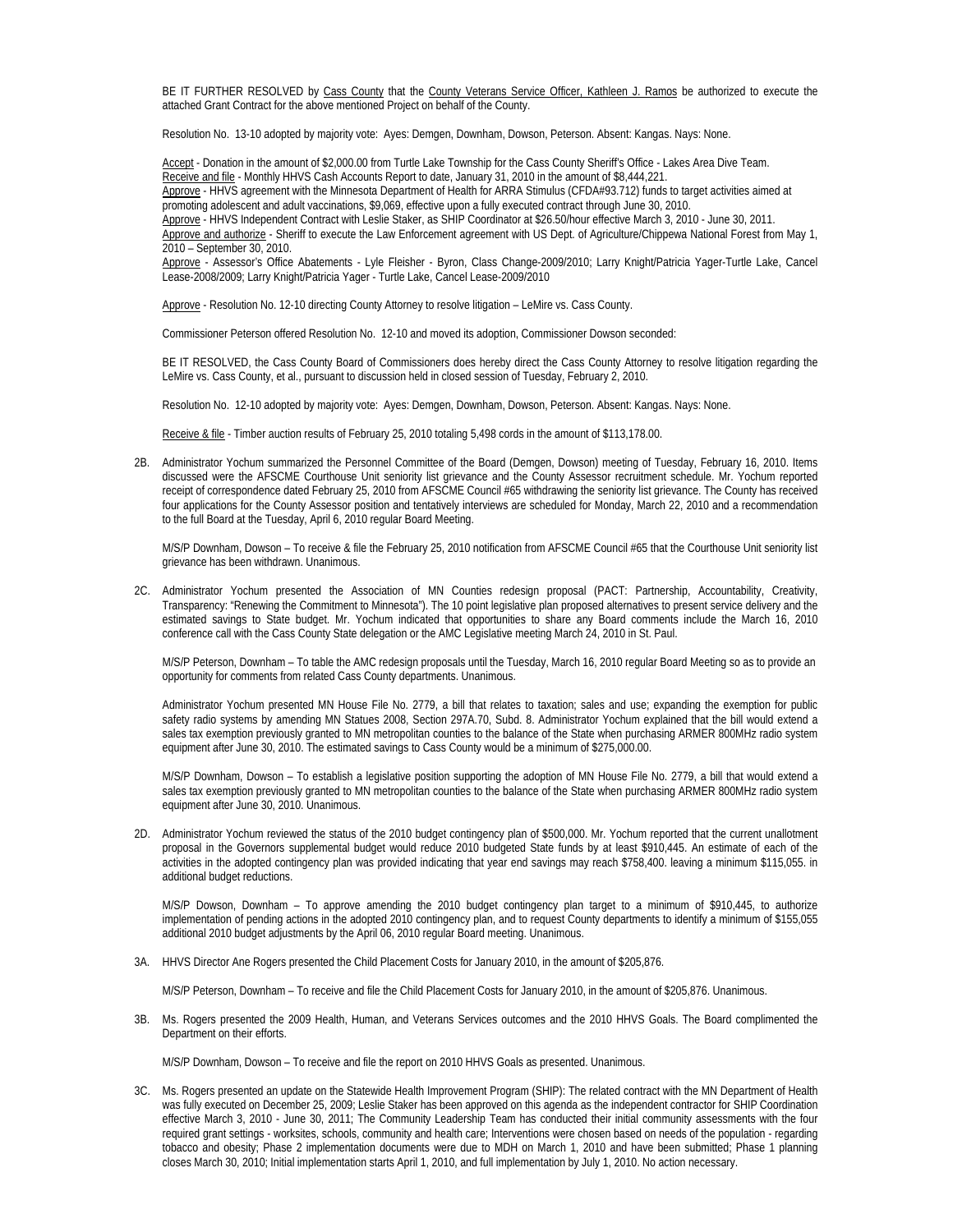BE IT FURTHER RESOLVED by Cass County that the County Veterans Service Officer, Kathleen J. Ramos be authorized to execute the attached Grant Contract for the above mentioned Project on behalf of the County.

Resolution No. 13-10 adopted by majority vote: Ayes: Demgen, Downham, Dowson, Peterson. Absent: Kangas. Nays: None.

Accept - Donation in the amount of $2,000.00 from Turtle Lake Township for the Cass County Sheriff's Office - Lakes Area Dive Team.
Receive and file - Monthly HHVS Cash Accounts Report to date, January 31, 2010 in the amount of $8,444,221.
Approve - HHVS agreement with the Minnesota Department of Health for ARRA Stimulus (CFDA#93.712) funds to target activities aimed at promoting adolescent and adult vaccinations, $9,069, effective upon a fully executed contract through June 30, 2010.
Approve - HHVS Independent Contract with Leslie Staker, as SHIP Coordinator at $26.50/hour effective March 3, 2010 - June 30, 2011.
Approve and authorize - Sheriff to execute the Law Enforcement agreement with US Dept. of Agriculture/Chippewa National Forest from May 1, 2010 – September 30, 2010.
Approve - Assessor's Office Abatements - Lyle Fleisher - Byron, Class Change-2009/2010; Larry Knight/Patricia Yager-Turtle Lake, Cancel Lease-2008/2009; Larry Knight/Patricia Yager - Turtle Lake, Cancel Lease-2009/2010

Approve - Resolution No. 12-10 directing County Attorney to resolve litigation – LeMire vs. Cass County.

Commissioner Peterson offered Resolution No. 12-10 and moved its adoption, Commissioner Dowson seconded:

BE IT RESOLVED, the Cass County Board of Commissioners does hereby direct the Cass County Attorney to resolve litigation regarding the LeMire vs. Cass County, et al., pursuant to discussion held in closed session of Tuesday, February 2, 2010.

Resolution No. 12-10 adopted by majority vote: Ayes: Demgen, Downham, Dowson, Peterson. Absent: Kangas. Nays: None.

Receive & file - Timber auction results of February 25, 2010 totaling 5,498 cords in the amount of $113,178.00.

2B. Administrator Yochum summarized the Personnel Committee of the Board (Demgen, Dowson) meeting of Tuesday, February 16, 2010. Items discussed were the AFSCME Courthouse Unit seniority list grievance and the County Assessor recruitment schedule. Mr. Yochum reported receipt of correspondence dated February 25, 2010 from AFSCME Council #65 withdrawing the seniority list grievance. The County has received four applications for the County Assessor position and tentatively interviews are scheduled for Monday, March 22, 2010 and a recommendation to the full Board at the Tuesday, April 6, 2010 regular Board Meeting.

M/S/P Downham, Dowson – To receive & file the February 25, 2010 notification from AFSCME Council #65 that the Courthouse Unit seniority list grievance has been withdrawn. Unanimous.

2C. Administrator Yochum presented the Association of MN Counties redesign proposal (PACT: Partnership, Accountability, Creativity, Transparency: "Renewing the Commitment to Minnesota"). The 10 point legislative plan proposed alternatives to present service delivery and the estimated savings to State budget. Mr. Yochum indicated that opportunities to share any Board comments include the March 16, 2010 conference call with the Cass County State delegation or the AMC Legislative meeting March 24, 2010 in St. Paul.

M/S/P Peterson, Downham – To table the AMC redesign proposals until the Tuesday, March 16, 2010 regular Board Meeting so as to provide an opportunity for comments from related Cass County departments. Unanimous.

Administrator Yochum presented MN House File No. 2779, a bill that relates to taxation; sales and use; expanding the exemption for public safety radio systems by amending MN Statues 2008, Section 297A.70, Subd. 8. Administrator Yochum explained that the bill would extend a sales tax exemption previously granted to MN metropolitan counties to the balance of the State when purchasing ARMER 800MHz radio system equipment after June 30, 2010. The estimated savings to Cass County would be a minimum of $275,000.00.

M/S/P Downham, Dowson – To establish a legislative position supporting the adoption of MN House File No. 2779, a bill that would extend a sales tax exemption previously granted to MN metropolitan counties to the balance of the State when purchasing ARMER 800MHz radio system equipment after June 30, 2010. Unanimous.

2D. Administrator Yochum reviewed the status of the 2010 budget contingency plan of $500,000. Mr. Yochum reported that the current unallotment proposal in the Governors supplemental budget would reduce 2010 budgeted State funds by at least $910,445. An estimate of each of the activities in the adopted contingency plan was provided indicating that year end savings may reach $758,400. leaving a minimum $115,055. in additional budget reductions.

M/S/P Dowson, Downham – To approve amending the 2010 budget contingency plan target to a minimum of $910,445, to authorize implementation of pending actions in the adopted 2010 contingency plan, and to request County departments to identify a minimum of $155,055 additional 2010 budget adjustments by the April 06, 2010 regular Board meeting. Unanimous.

3A. HHVS Director Ane Rogers presented the Child Placement Costs for January 2010, in the amount of $205,876.

M/S/P Peterson, Downham – To receive and file the Child Placement Costs for January 2010, in the amount of $205,876. Unanimous.

3B. Ms. Rogers presented the 2009 Health, Human, and Veterans Services outcomes and the 2010 HHVS Goals. The Board complimented the Department on their efforts.

M/S/P Downham, Dowson – To receive and file the report on 2010 HHVS Goals as presented. Unanimous.

3C. Ms. Rogers presented an update on the Statewide Health Improvement Program (SHIP): The related contract with the MN Department of Health was fully executed on December 25, 2009; Leslie Staker has been approved on this agenda as the independent contractor for SHIP Coordination effective March 3, 2010 - June 30, 2011; The Community Leadership Team has conducted their initial community assessments with the four required grant settings - worksites, schools, community and health care; Interventions were chosen based on needs of the population - regarding tobacco and obesity; Phase 2 implementation documents were due to MDH on March 1, 2010 and have been submitted; Phase 1 planning closes March 30, 2010; Initial implementation starts April 1, 2010, and full implementation by July 1, 2010. No action necessary.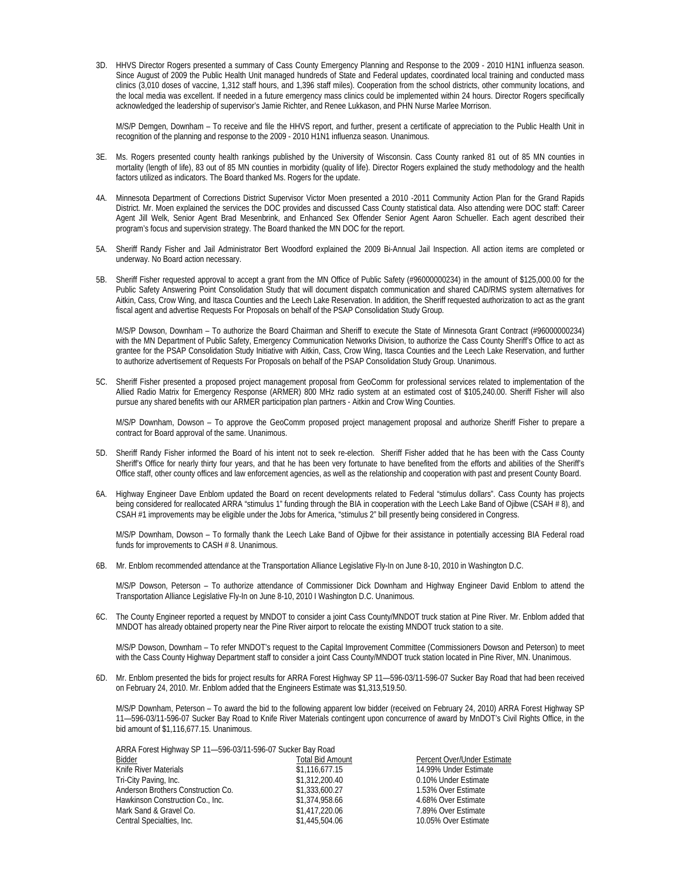3D. HHVS Director Rogers presented a summary of Cass County Emergency Planning and Response to the 2009 - 2010 H1N1 influenza season. Since August of 2009 the Public Health Unit managed hundreds of State and Federal updates, coordinated local training and conducted mass clinics (3,010 doses of vaccine, 1,312 staff hours, and 1,396 staff miles). Cooperation from the school districts, other community locations, and the local media was excellent. If needed in a future emergency mass clinics could be implemented within 24 hours. Director Rogers specifically acknowledged the leadership of supervisor's Jamie Richter, and Renee Lukkason, and PHN Nurse Marlee Morrison.

M/S/P Demgen, Downham – To receive and file the HHVS report, and further, present a certificate of appreciation to the Public Health Unit in recognition of the planning and response to the 2009 - 2010 H1N1 influenza season. Unanimous.

3E. Ms. Rogers presented county health rankings published by the University of Wisconsin. Cass County ranked 81 out of 85 MN counties in mortality (length of life), 83 out of 85 MN counties in morbidity (quality of life). Director Rogers explained the study methodology and the health factors utilized as indicators. The Board thanked Ms. Rogers for the update.

4A. Minnesota Department of Corrections District Supervisor Victor Moen presented a 2010 -2011 Community Action Plan for the Grand Rapids District. Mr. Moen explained the services the DOC provides and discussed Cass County statistical data. Also attending were DOC staff: Career Agent Jill Welk, Senior Agent Brad Mesenbrink, and Enhanced Sex Offender Senior Agent Aaron Schueller. Each agent described their program's focus and supervision strategy. The Board thanked the MN DOC for the report.

5A. Sheriff Randy Fisher and Jail Administrator Bert Woodford explained the 2009 Bi-Annual Jail Inspection. All action items are completed or underway. No Board action necessary.

5B. Sheriff Fisher requested approval to accept a grant from the MN Office of Public Safety (#96000000234) in the amount of $125,000.00 for the Public Safety Answering Point Consolidation Study that will document dispatch communication and shared CAD/RMS system alternatives for Aitkin, Cass, Crow Wing, and Itasca Counties and the Leech Lake Reservation. In addition, the Sheriff requested authorization to act as the grant fiscal agent and advertise Requests For Proposals on behalf of the PSAP Consolidation Study Group.

M/S/P Dowson, Downham – To authorize the Board Chairman and Sheriff to execute the State of Minnesota Grant Contract (#96000000234) with the MN Department of Public Safety, Emergency Communication Networks Division, to authorize the Cass County Sheriff's Office to act as grantee for the PSAP Consolidation Study Initiative with Aitkin, Cass, Crow Wing, Itasca Counties and the Leech Lake Reservation, and further to authorize advertisement of Requests For Proposals on behalf of the PSAP Consolidation Study Group. Unanimous.

5C. Sheriff Fisher presented a proposed project management proposal from GeoComm for professional services related to implementation of the Allied Radio Matrix for Emergency Response (ARMER) 800 MHz radio system at an estimated cost of $105,240.00. Sheriff Fisher will also pursue any shared benefits with our ARMER participation plan partners - Aitkin and Crow Wing Counties.

M/S/P Downham, Dowson – To approve the GeoComm proposed project management proposal and authorize Sheriff Fisher to prepare a contract for Board approval of the same. Unanimous.

5D. Sheriff Randy Fisher informed the Board of his intent not to seek re-election. Sheriff Fisher added that he has been with the Cass County Sheriff's Office for nearly thirty four years, and that he has been very fortunate to have benefited from the efforts and abilities of the Sheriff's Office staff, other county offices and law enforcement agencies, as well as the relationship and cooperation with past and present County Board.

6A. Highway Engineer Dave Enblom updated the Board on recent developments related to Federal "stimulus dollars". Cass County has projects being considered for reallocated ARRA "stimulus 1" funding through the BIA in cooperation with the Leech Lake Band of Ojibwe (CSAH # 8), and CSAH #1 improvements may be eligible under the Jobs for America, "stimulus 2" bill presently being considered in Congress.

M/S/P Downham, Dowson – To formally thank the Leech Lake Band of Ojibwe for their assistance in potentially accessing BIA Federal road funds for improvements to CASH # 8. Unanimous.

6B. Mr. Enblom recommended attendance at the Transportation Alliance Legislative Fly-In on June 8-10, 2010 in Washington D.C.

M/S/P Dowson, Peterson – To authorize attendance of Commissioner Dick Downham and Highway Engineer David Enblom to attend the Transportation Alliance Legislative Fly-In on June 8-10, 2010 I Washington D.C. Unanimous.

6C. The County Engineer reported a request by MNDOT to consider a joint Cass County/MNDOT truck station at Pine River. Mr. Enblom added that MNDOT has already obtained property near the Pine River airport to relocate the existing MNDOT truck station to a site.

M/S/P Dowson, Downham – To refer MNDOT's request to the Capital Improvement Committee (Commissioners Dowson and Peterson) to meet with the Cass County Highway Department staff to consider a joint Cass County/MNDOT truck station located in Pine River, MN. Unanimous.

6D. Mr. Enblom presented the bids for project results for ARRA Forest Highway SP 11—596-03/11-596-07 Sucker Bay Road that had been received on February 24, 2010. Mr. Enblom added that the Engineers Estimate was $1,313,519.50.

M/S/P Downham, Peterson – To award the bid to the following apparent low bidder (received on February 24, 2010) ARRA Forest Highway SP 11—596-03/11-596-07 Sucker Bay Road to Knife River Materials contingent upon concurrence of award by MnDOT's Civil Rights Office, in the bid amount of $1,116,677.15. Unanimous.

ARRA Forest Highway SP 11—596-03/11-596-07 Sucker Bay Road

| Bidder | Total Bid Amount | Percent Over/Under Estimate |
|---|---|---|
| Knife River Materials | $1,116,677.15 | 14.99% Under Estimate |
| Tri-City Paving, Inc. | $1,312,200.40 | 0.10% Under Estimate |
| Anderson Brothers Construction Co. | $1,333,600.27 | 1.53% Over Estimate |
| Hawkinson Construction Co., Inc. | $1,374,958.66 | 4.68% Over Estimate |
| Mark Sand & Gravel Co. | $1,417,220.06 | 7.89% Over Estimate |
| Central Specialties, Inc. | $1,445,504.06 | 10.05% Over Estimate |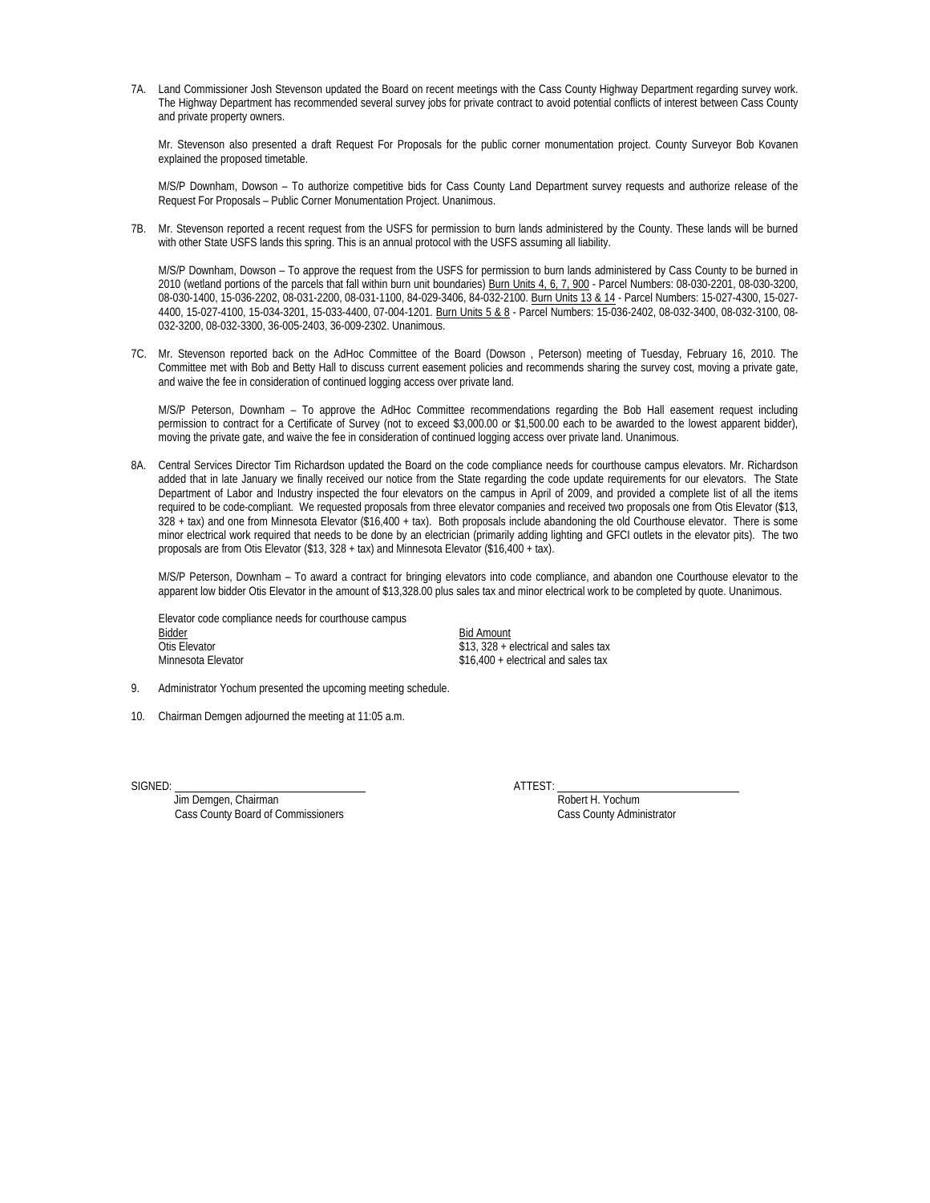7A. Land Commissioner Josh Stevenson updated the Board on recent meetings with the Cass County Highway Department regarding survey work. The Highway Department has recommended several survey jobs for private contract to avoid potential conflicts of interest between Cass County and private property owners.

Mr. Stevenson also presented a draft Request For Proposals for the public corner monumentation project. County Surveyor Bob Kovanen explained the proposed timetable.

M/S/P Downham, Dowson – To authorize competitive bids for Cass County Land Department survey requests and authorize release of the Request For Proposals – Public Corner Monumentation Project. Unanimous.

7B. Mr. Stevenson reported a recent request from the USFS for permission to burn lands administered by the County. These lands will be burned with other State USFS lands this spring. This is an annual protocol with the USFS assuming all liability.

M/S/P Downham, Dowson – To approve the request from the USFS for permission to burn lands administered by Cass County to be burned in 2010 (wetland portions of the parcels that fall within burn unit boundaries) Burn Units 4, 6, 7, 900 - Parcel Numbers: 08-030-2201, 08-030-3200, 08-030-1400, 15-036-2202, 08-031-2200, 08-031-1100, 84-029-3406, 84-032-2100. Burn Units 13 & 14 - Parcel Numbers: 15-027-4300, 15-027-4400, 15-027-4100, 15-034-3201, 15-033-4400, 07-004-1201. Burn Units 5 & 8 - Parcel Numbers: 15-036-2402, 08-032-3400, 08-032-3100, 08-032-3200, 08-032-3300, 36-005-2403, 36-009-2302. Unanimous.

7C. Mr. Stevenson reported back on the AdHoc Committee of the Board (Dowson , Peterson) meeting of Tuesday, February 16, 2010. The Committee met with Bob and Betty Hall to discuss current easement policies and recommends sharing the survey cost, moving a private gate, and waive the fee in consideration of continued logging access over private land.

M/S/P Peterson, Downham – To approve the AdHoc Committee recommendations regarding the Bob Hall easement request including permission to contract for a Certificate of Survey (not to exceed $3,000.00 or $1,500.00 each to be awarded to the lowest apparent bidder), moving the private gate, and waive the fee in consideration of continued logging access over private land. Unanimous.

8A. Central Services Director Tim Richardson updated the Board on the code compliance needs for courthouse campus elevators. Mr. Richardson added that in late January we finally received our notice from the State regarding the code update requirements for our elevators. The State Department of Labor and Industry inspected the four elevators on the campus in April of 2009, and provided a complete list of all the items required to be code-compliant. We requested proposals from three elevator companies and received two proposals one from Otis Elevator ($13, 328 + tax) and one from Minnesota Elevator ($16,400 + tax). Both proposals include abandoning the old Courthouse elevator. There is some minor electrical work required that needs to be done by an electrician (primarily adding lighting and GFCI outlets in the elevator pits). The two proposals are from Otis Elevator ($13, 328 + tax) and Minnesota Elevator ($16,400 + tax).

M/S/P Peterson, Downham – To award a contract for bringing elevators into code compliance, and abandon one Courthouse elevator to the apparent low bidder Otis Elevator in the amount of $13,328.00 plus sales tax and minor electrical work to be completed by quote. Unanimous.

Elevator code compliance needs for courthouse campus

| Bidder | Bid Amount |
|---|---|
| Otis Elevator | $13, 328 + electrical and sales tax |
| Minnesota Elevator | $16,400 + electrical and sales tax |

9. Administrator Yochum presented the upcoming meeting schedule.

10. Chairman Demgen adjourned the meeting at 11:05 a.m.

SIGNED: ______________________________
Jim Demgen, Chairman
Cass County Board of Commissioners

ATTEST: ______________________________
Robert H. Yochum
Cass County Administrator